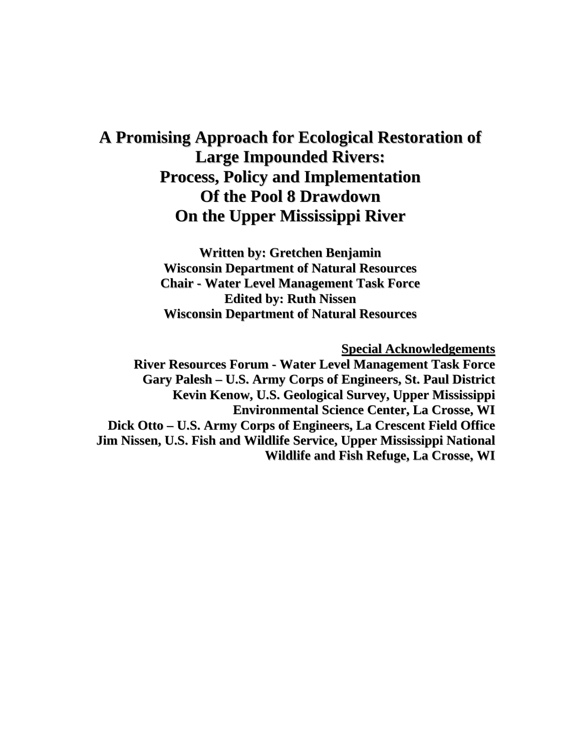# A Promising Approach for Ecological Restoration of Large Impounded Rivers: Process, Policy and Implementation Of the Pool 8 Drawdown On the Upper Mississippi River

**Written by: Gretchen Benjamin**
**Wisconsin Department of Natural Resources**
**Chair - Water Level Management Task Force**
**Edited by: Ruth Nissen**
**Wisconsin Department of Natural Resources**

**Special Acknowledgements**

**River Resources Forum - Water Level Management Task Force**
**Gary Palesh – U.S. Army Corps of Engineers, St. Paul District**
**Kevin Kenow, U.S. Geological Survey, Upper Mississippi Environmental Science Center, La Crosse, WI**
**Dick Otto – U.S. Army Corps of Engineers, La Crescent Field Office**
**Jim Nissen, U.S. Fish and Wildlife Service, Upper Mississippi National Wildlife and Fish Refuge, La Crosse, WI**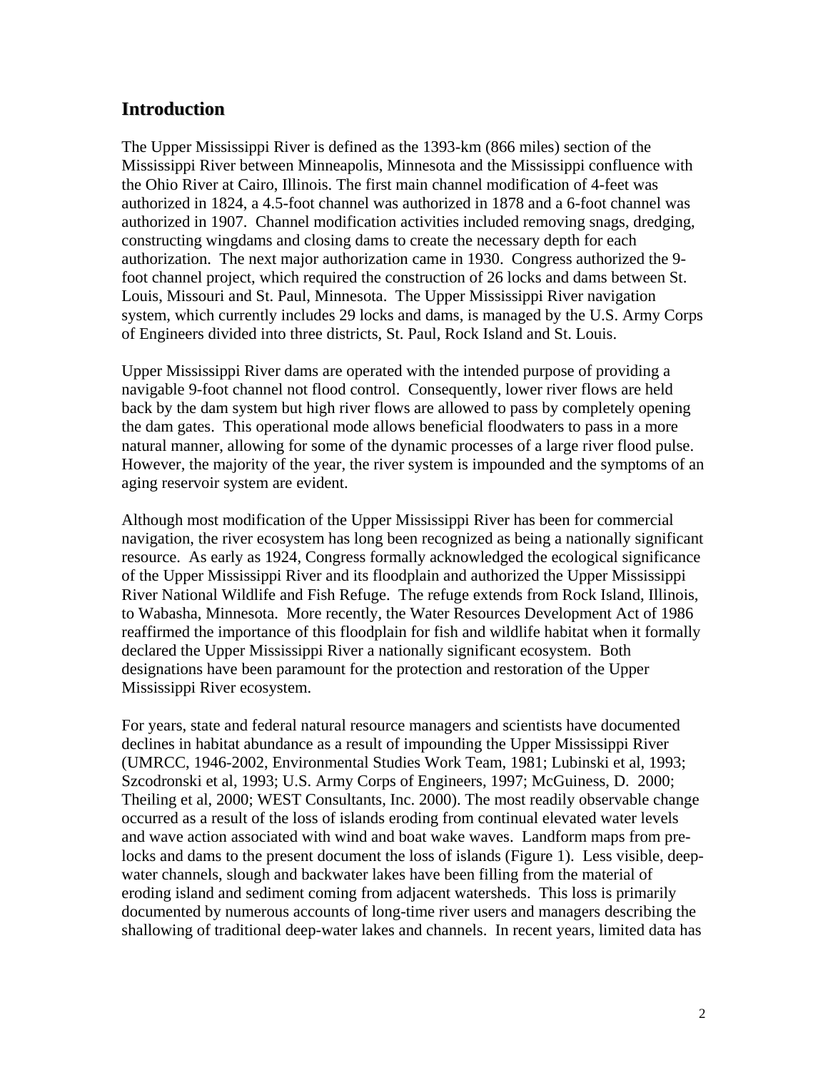## Introduction

The Upper Mississippi River is defined as the 1393-km (866 miles) section of the Mississippi River between Minneapolis, Minnesota and the Mississippi confluence with the Ohio River at Cairo, Illinois. The first main channel modification of 4-feet was authorized in 1824, a 4.5-foot channel was authorized in 1878 and a 6-foot channel was authorized in 1907. Channel modification activities included removing snags, dredging, constructing wingdams and closing dams to create the necessary depth for each authorization. The next major authorization came in 1930. Congress authorized the 9-foot channel project, which required the construction of 26 locks and dams between St. Louis, Missouri and St. Paul, Minnesota. The Upper Mississippi River navigation system, which currently includes 29 locks and dams, is managed by the U.S. Army Corps of Engineers divided into three districts, St. Paul, Rock Island and St. Louis.

Upper Mississippi River dams are operated with the intended purpose of providing a navigable 9-foot channel not flood control. Consequently, lower river flows are held back by the dam system but high river flows are allowed to pass by completely opening the dam gates. This operational mode allows beneficial floodwaters to pass in a more natural manner, allowing for some of the dynamic processes of a large river flood pulse. However, the majority of the year, the river system is impounded and the symptoms of an aging reservoir system are evident.

Although most modification of the Upper Mississippi River has been for commercial navigation, the river ecosystem has long been recognized as being a nationally significant resource. As early as 1924, Congress formally acknowledged the ecological significance of the Upper Mississippi River and its floodplain and authorized the Upper Mississippi River National Wildlife and Fish Refuge. The refuge extends from Rock Island, Illinois, to Wabasha, Minnesota. More recently, the Water Resources Development Act of 1986 reaffirmed the importance of this floodplain for fish and wildlife habitat when it formally declared the Upper Mississippi River a nationally significant ecosystem. Both designations have been paramount for the protection and restoration of the Upper Mississippi River ecosystem.

For years, state and federal natural resource managers and scientists have documented declines in habitat abundance as a result of impounding the Upper Mississippi River (UMRCC, 1946-2002, Environmental Studies Work Team, 1981; Lubinski et al, 1993; Szcodronski et al, 1993; U.S. Army Corps of Engineers, 1997; McGuiness, D. 2000; Theiling et al, 2000; WEST Consultants, Inc. 2000). The most readily observable change occurred as a result of the loss of islands eroding from continual elevated water levels and wave action associated with wind and boat wake waves. Landform maps from pre-locks and dams to the present document the loss of islands (Figure 1). Less visible, deep-water channels, slough and backwater lakes have been filling from the material of eroding island and sediment coming from adjacent watersheds. This loss is primarily documented by numerous accounts of long-time river users and managers describing the shallowing of traditional deep-water lakes and channels. In recent years, limited data has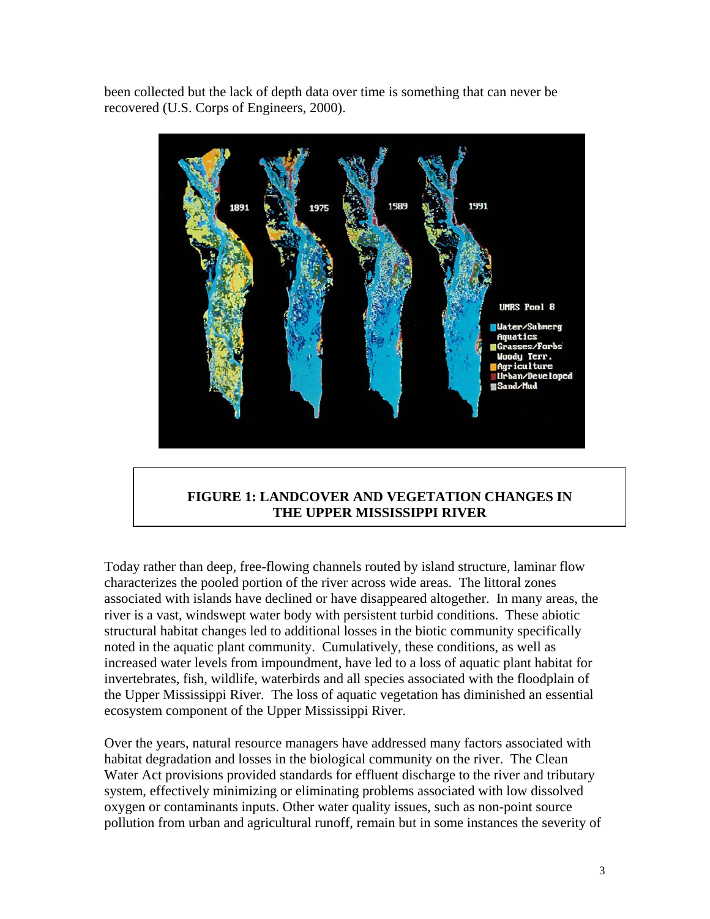been collected but the lack of depth data over time is something that can never be recovered (U.S. Corps of Engineers, 2000).

**FIGURE 1: LANDCOVER AND VEGETATION CHANGES IN THE UPPER MISSISSIPPI RIVER**

Today rather than deep, free-flowing channels routed by island structure, laminar flow characterizes the pooled portion of the river across wide areas. The littoral zones associated with islands have declined or have disappeared altogether. In many areas, the river is a vast, windswept water body with persistent turbid conditions. These abiotic structural habitat changes led to additional losses in the biotic community specifically noted in the aquatic plant community. Cumulatively, these conditions, as well as increased water levels from impoundment, have led to a loss of aquatic plant habitat for invertebrates, fish, wildlife, waterbirds and all species associated with the floodplain of the Upper Mississippi River. The loss of aquatic vegetation has diminished an essential ecosystem component of the Upper Mississippi River.

Over the years, natural resource managers have addressed many factors associated with habitat degradation and losses in the biological community on the river. The Clean Water Act provisions provided standards for effluent discharge to the river and tributary system, effectively minimizing or eliminating problems associated with low dissolved oxygen or contaminants inputs. Other water quality issues, such as non-point source pollution from urban and agricultural runoff, remain but in some instances the severity of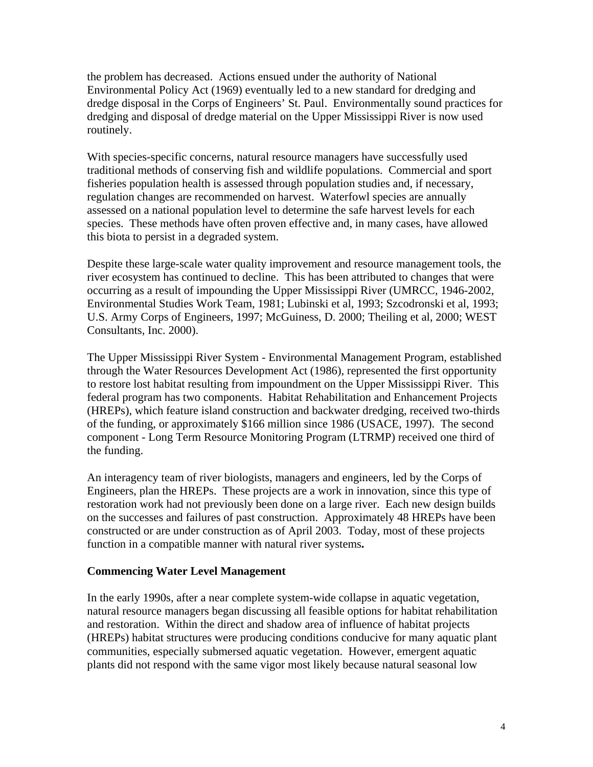the problem has decreased. Actions ensued under the authority of National Environmental Policy Act (1969) eventually led to a new standard for dredging and dredge disposal in the Corps of Engineers' St. Paul. Environmentally sound practices for dredging and disposal of dredge material on the Upper Mississippi River is now used routinely.

With species-specific concerns, natural resource managers have successfully used traditional methods of conserving fish and wildlife populations. Commercial and sport fisheries population health is assessed through population studies and, if necessary, regulation changes are recommended on harvest. Waterfowl species are annually assessed on a national population level to determine the safe harvest levels for each species. These methods have often proven effective and, in many cases, have allowed this biota to persist in a degraded system.

Despite these large-scale water quality improvement and resource management tools, the river ecosystem has continued to decline. This has been attributed to changes that were occurring as a result of impounding the Upper Mississippi River (UMRCC, 1946-2002, Environmental Studies Work Team, 1981; Lubinski et al, 1993; Szcodronski et al, 1993; U.S. Army Corps of Engineers, 1997; McGuiness, D. 2000; Theiling et al, 2000; WEST Consultants, Inc. 2000).

The Upper Mississippi River System - Environmental Management Program, established through the Water Resources Development Act (1986), represented the first opportunity to restore lost habitat resulting from impoundment on the Upper Mississippi River. This federal program has two components. Habitat Rehabilitation and Enhancement Projects (HREPs), which feature island construction and backwater dredging, received two-thirds of the funding, or approximately $166 million since 1986 (USACE, 1997). The second component - Long Term Resource Monitoring Program (LTRMP) received one third of the funding.

An interagency team of river biologists, managers and engineers, led by the Corps of Engineers, plan the HREPs. These projects are a work in innovation, since this type of restoration work had not previously been done on a large river. Each new design builds on the successes and failures of past construction. Approximately 48 HREPs have been constructed or are under construction as of April 2003. Today, most of these projects function in a compatible manner with natural river systems**.**

### Commencing Water Level Management

In the early 1990s, after a near complete system-wide collapse in aquatic vegetation, natural resource managers began discussing all feasible options for habitat rehabilitation and restoration. Within the direct and shadow area of influence of habitat projects (HREPs) habitat structures were producing conditions conducive for many aquatic plant communities, especially submersed aquatic vegetation. However, emergent aquatic plants did not respond with the same vigor most likely because natural seasonal low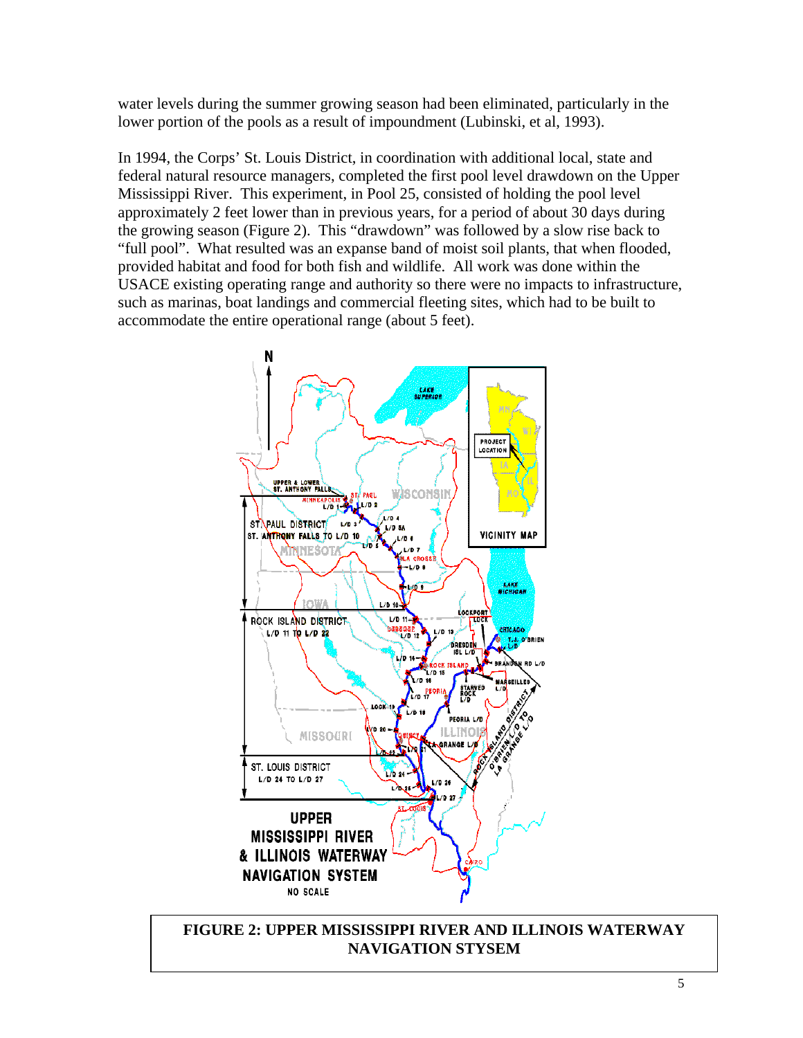water levels during the summer growing season had been eliminated, particularly in the lower portion of the pools as a result of impoundment (Lubinski, et al, 1993).

In 1994, the Corps' St. Louis District, in coordination with additional local, state and federal natural resource managers, completed the first pool level drawdown on the Upper Mississippi River. This experiment, in Pool 25, consisted of holding the pool level approximately 2 feet lower than in previous years, for a period of about 30 days during the growing season (Figure 2). This "drawdown" was followed by a slow rise back to "full pool". What resulted was an expanse band of moist soil plants, that when flooded, provided habitat and food for both fish and wildlife. All work was done within the USACE existing operating range and authority so there were no impacts to infrastructure, such as marinas, boat landings and commercial fleeting sites, which had to be built to accommodate the entire operational range (about 5 feet).

**FIGURE 2: UPPER MISSISSIPPI RIVER AND ILLINOIS WATERWAY NAVIGATION STYSEM**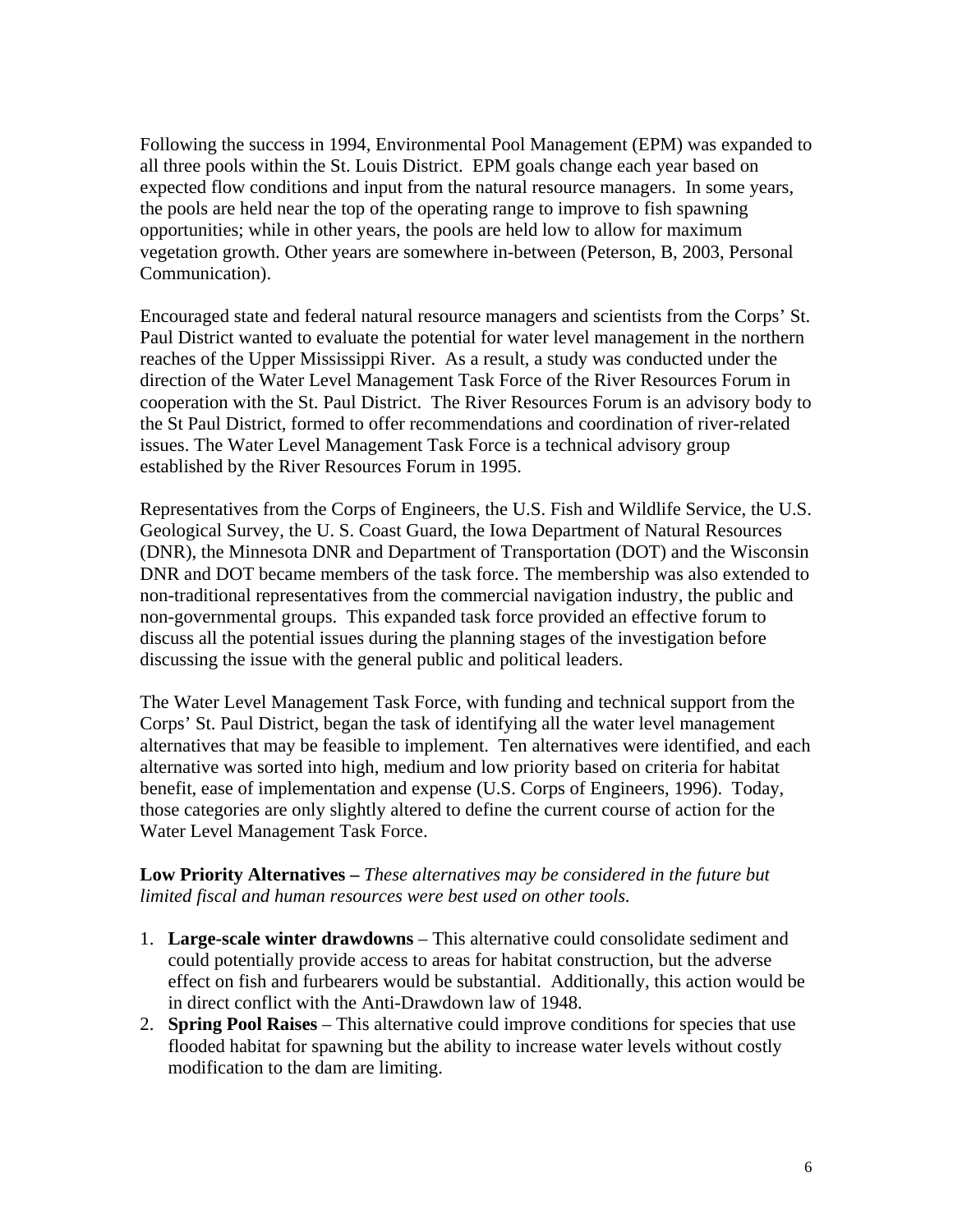Following the success in 1994, Environmental Pool Management (EPM) was expanded to all three pools within the St. Louis District. EPM goals change each year based on expected flow conditions and input from the natural resource managers. In some years, the pools are held near the top of the operating range to improve to fish spawning opportunities; while in other years, the pools are held low to allow for maximum vegetation growth. Other years are somewhere in-between (Peterson, B, 2003, Personal Communication).

Encouraged state and federal natural resource managers and scientists from the Corps' St. Paul District wanted to evaluate the potential for water level management in the northern reaches of the Upper Mississippi River. As a result, a study was conducted under the direction of the Water Level Management Task Force of the River Resources Forum in cooperation with the St. Paul District. The River Resources Forum is an advisory body to the St Paul District, formed to offer recommendations and coordination of river-related issues. The Water Level Management Task Force is a technical advisory group established by the River Resources Forum in 1995.

Representatives from the Corps of Engineers, the U.S. Fish and Wildlife Service, the U.S. Geological Survey, the U. S. Coast Guard, the Iowa Department of Natural Resources (DNR), the Minnesota DNR and Department of Transportation (DOT) and the Wisconsin DNR and DOT became members of the task force. The membership was also extended to non-traditional representatives from the commercial navigation industry, the public and non-governmental groups. This expanded task force provided an effective forum to discuss all the potential issues during the planning stages of the investigation before discussing the issue with the general public and political leaders.

The Water Level Management Task Force, with funding and technical support from the Corps' St. Paul District, began the task of identifying all the water level management alternatives that may be feasible to implement. Ten alternatives were identified, and each alternative was sorted into high, medium and low priority based on criteria for habitat benefit, ease of implementation and expense (U.S. Corps of Engineers, 1996). Today, those categories are only slightly altered to define the current course of action for the Water Level Management Task Force.

**Low Priority Alternatives –** *These alternatives may be considered in the future but limited fiscal and human resources were best used on other tools.*

1. **Large-scale winter drawdowns** – This alternative could consolidate sediment and could potentially provide access to areas for habitat construction, but the adverse effect on fish and furbearers would be substantial. Additionally, this action would be in direct conflict with the Anti-Drawdown law of 1948.
2. **Spring Pool Raises** – This alternative could improve conditions for species that use flooded habitat for spawning but the ability to increase water levels without costly modification to the dam are limiting.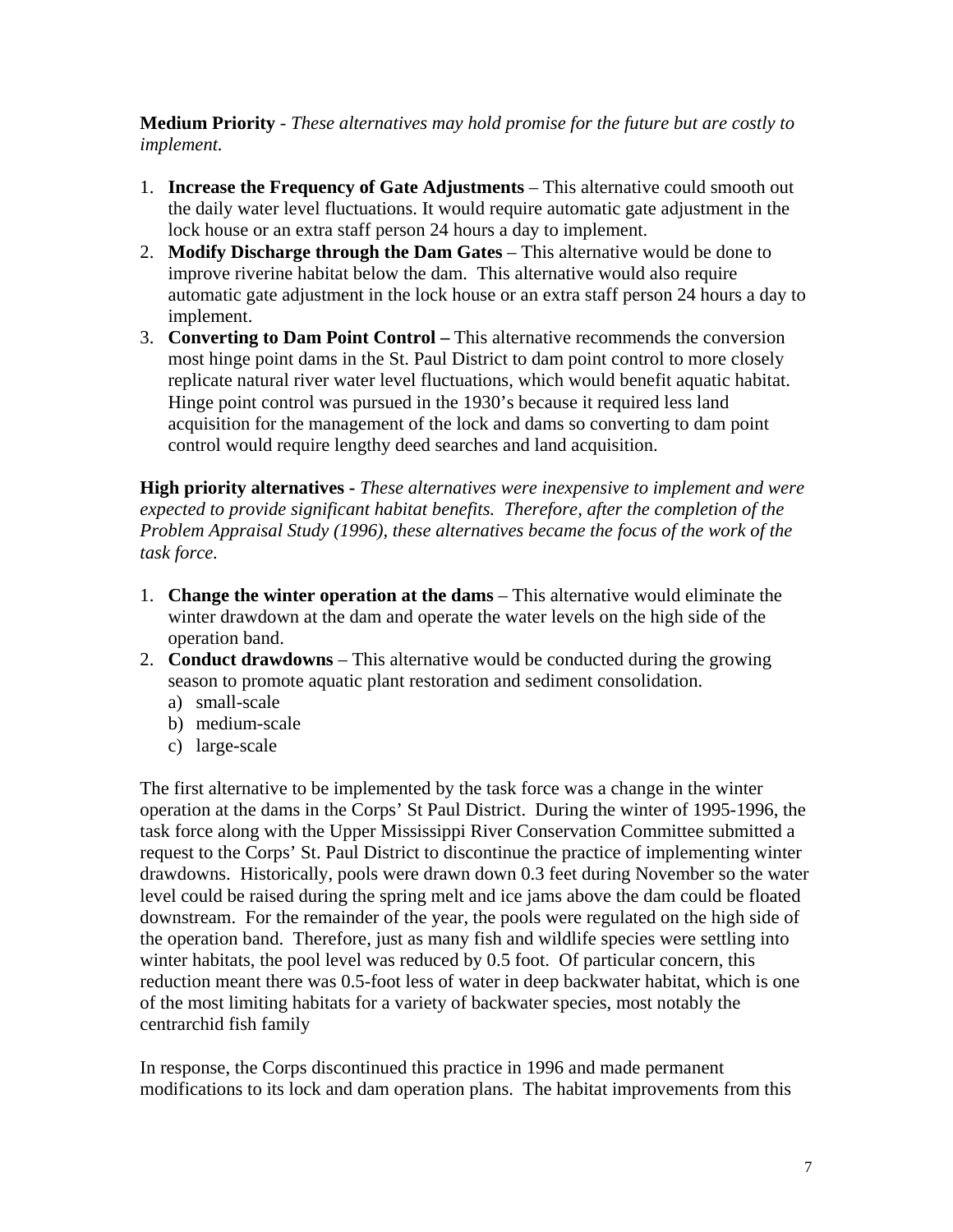**Medium Priority** - *These alternatives may hold promise for the future but are costly to implement.*

1. **Increase the Frequency of Gate Adjustments** – This alternative could smooth out the daily water level fluctuations. It would require automatic gate adjustment in the lock house or an extra staff person 24 hours a day to implement.
2. **Modify Discharge through the Dam Gates** – This alternative would be done to improve riverine habitat below the dam. This alternative would also require automatic gate adjustment in the lock house or an extra staff person 24 hours a day to implement.
3. **Converting to Dam Point Control –** This alternative recommends the conversion most hinge point dams in the St. Paul District to dam point control to more closely replicate natural river water level fluctuations, which would benefit aquatic habitat. Hinge point control was pursued in the 1930's because it required less land acquisition for the management of the lock and dams so converting to dam point control would require lengthy deed searches and land acquisition.

**High priority alternatives -** *These alternatives were inexpensive to implement and were expected to provide significant habitat benefits. Therefore, after the completion of the Problem Appraisal Study (1996), these alternatives became the focus of the work of the task force.*

1. **Change the winter operation at the dams** – This alternative would eliminate the winter drawdown at the dam and operate the water levels on the high side of the operation band.
2. **Conduct drawdowns** – This alternative would be conducted during the growing season to promote aquatic plant restoration and sediment consolidation.
   a) small-scale
   b) medium-scale
   c) large-scale

The first alternative to be implemented by the task force was a change in the winter operation at the dams in the Corps' St Paul District. During the winter of 1995-1996, the task force along with the Upper Mississippi River Conservation Committee submitted a request to the Corps' St. Paul District to discontinue the practice of implementing winter drawdowns. Historically, pools were drawn down 0.3 feet during November so the water level could be raised during the spring melt and ice jams above the dam could be floated downstream. For the remainder of the year, the pools were regulated on the high side of the operation band. Therefore, just as many fish and wildlife species were settling into winter habitats, the pool level was reduced by 0.5 foot. Of particular concern, this reduction meant there was 0.5-foot less of water in deep backwater habitat, which is one of the most limiting habitats for a variety of backwater species, most notably the centrarchid fish family

In response, the Corps discontinued this practice in 1996 and made permanent modifications to its lock and dam operation plans. The habitat improvements from this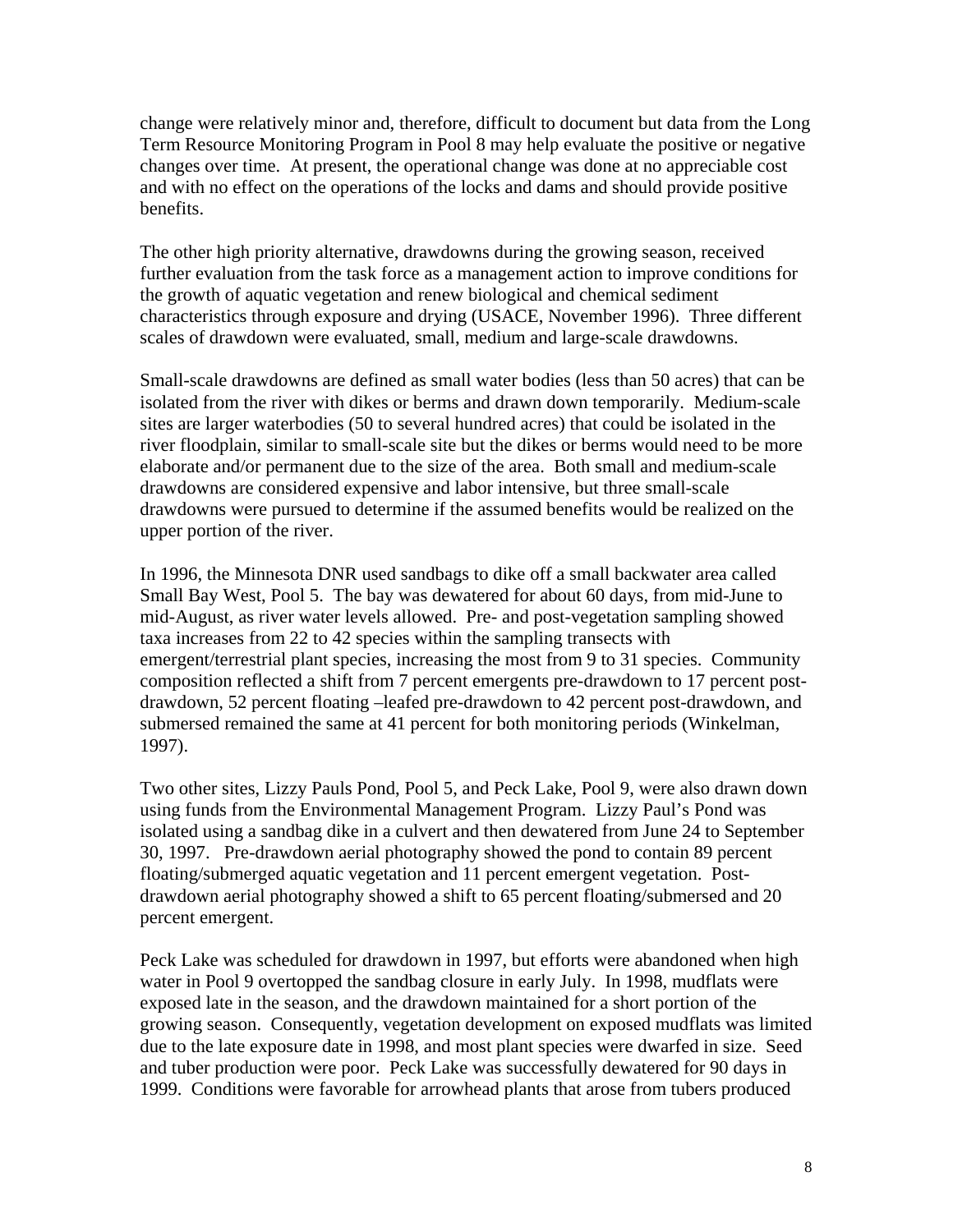change were relatively minor and, therefore, difficult to document but data from the Long Term Resource Monitoring Program in Pool 8 may help evaluate the positive or negative changes over time. At present, the operational change was done at no appreciable cost and with no effect on the operations of the locks and dams and should provide positive benefits.

The other high priority alternative, drawdowns during the growing season, received further evaluation from the task force as a management action to improve conditions for the growth of aquatic vegetation and renew biological and chemical sediment characteristics through exposure and drying (USACE, November 1996). Three different scales of drawdown were evaluated, small, medium and large-scale drawdowns.

Small-scale drawdowns are defined as small water bodies (less than 50 acres) that can be isolated from the river with dikes or berms and drawn down temporarily. Medium-scale sites are larger waterbodies (50 to several hundred acres) that could be isolated in the river floodplain, similar to small-scale site but the dikes or berms would need to be more elaborate and/or permanent due to the size of the area. Both small and medium-scale drawdowns are considered expensive and labor intensive, but three small-scale drawdowns were pursued to determine if the assumed benefits would be realized on the upper portion of the river.

In 1996, the Minnesota DNR used sandbags to dike off a small backwater area called Small Bay West, Pool 5. The bay was dewatered for about 60 days, from mid-June to mid-August, as river water levels allowed. Pre- and post-vegetation sampling showed taxa increases from 22 to 42 species within the sampling transects with emergent/terrestrial plant species, increasing the most from 9 to 31 species. Community composition reflected a shift from 7 percent emergents pre-drawdown to 17 percent post-drawdown, 52 percent floating –leafed pre-drawdown to 42 percent post-drawdown, and submersed remained the same at 41 percent for both monitoring periods (Winkelman, 1997).

Two other sites, Lizzy Pauls Pond, Pool 5, and Peck Lake, Pool 9, were also drawn down using funds from the Environmental Management Program. Lizzy Paul's Pond was isolated using a sandbag dike in a culvert and then dewatered from June 24 to September 30, 1997. Pre-drawdown aerial photography showed the pond to contain 89 percent floating/submerged aquatic vegetation and 11 percent emergent vegetation. Post-drawdown aerial photography showed a shift to 65 percent floating/submersed and 20 percent emergent.

Peck Lake was scheduled for drawdown in 1997, but efforts were abandoned when high water in Pool 9 overtopped the sandbag closure in early July. In 1998, mudflats were exposed late in the season, and the drawdown maintained for a short portion of the growing season. Consequently, vegetation development on exposed mudflats was limited due to the late exposure date in 1998, and most plant species were dwarfed in size. Seed and tuber production were poor. Peck Lake was successfully dewatered for 90 days in 1999. Conditions were favorable for arrowhead plants that arose from tubers produced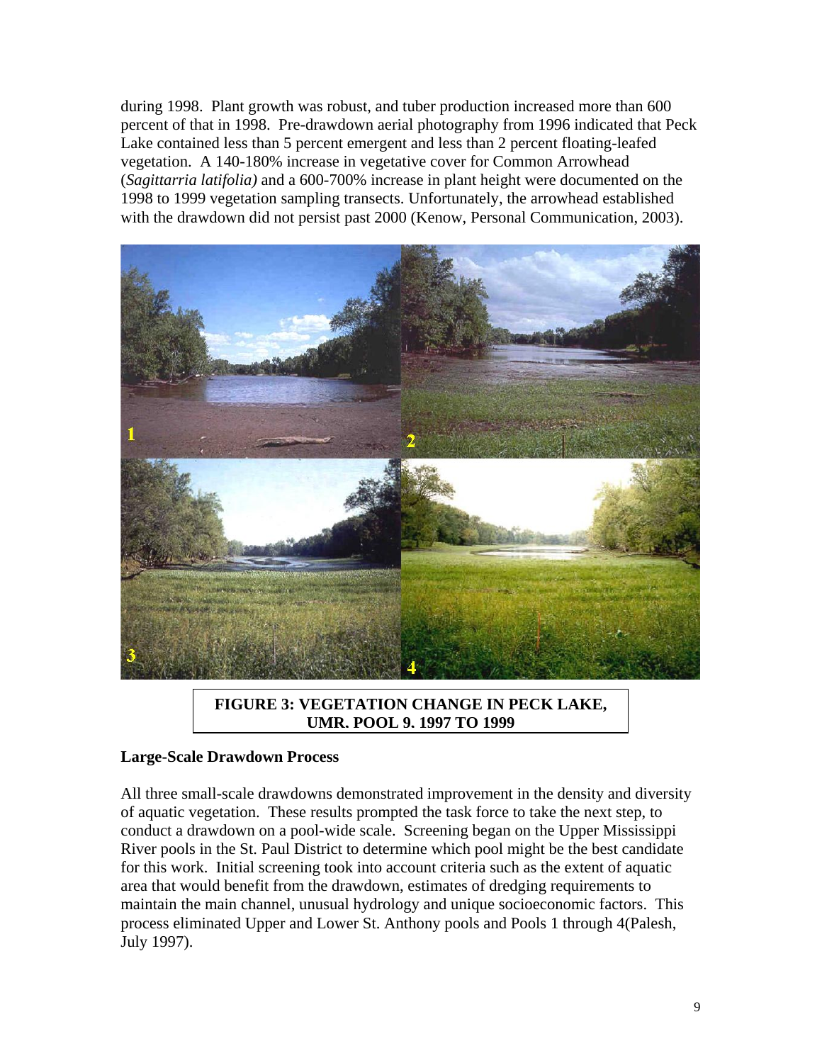during 1998. Plant growth was robust, and tuber production increased more than 600 percent of that in 1998. Pre-drawdown aerial photography from 1996 indicated that Peck Lake contained less than 5 percent emergent and less than 2 percent floating-leafed vegetation. A 140-180% increase in vegetative cover for Common Arrowhead (*Sagittarria latifolia)* and a 600-700% increase in plant height were documented on the 1998 to 1999 vegetation sampling transects. Unfortunately, the arrowhead established with the drawdown did not persist past 2000 (Kenow, Personal Communication, 2003).

**FIGURE 3: VEGETATION CHANGE IN PECK LAKE, UMR. POOL 9. 1997 TO 1999**

## Large-Scale Drawdown Process

All three small-scale drawdowns demonstrated improvement in the density and diversity of aquatic vegetation. These results prompted the task force to take the next step, to conduct a drawdown on a pool-wide scale. Screening began on the Upper Mississippi River pools in the St. Paul District to determine which pool might be the best candidate for this work. Initial screening took into account criteria such as the extent of aquatic area that would benefit from the drawdown, estimates of dredging requirements to maintain the main channel, unusual hydrology and unique socioeconomic factors. This process eliminated Upper and Lower St. Anthony pools and Pools 1 through 4(Palesh, July 1997).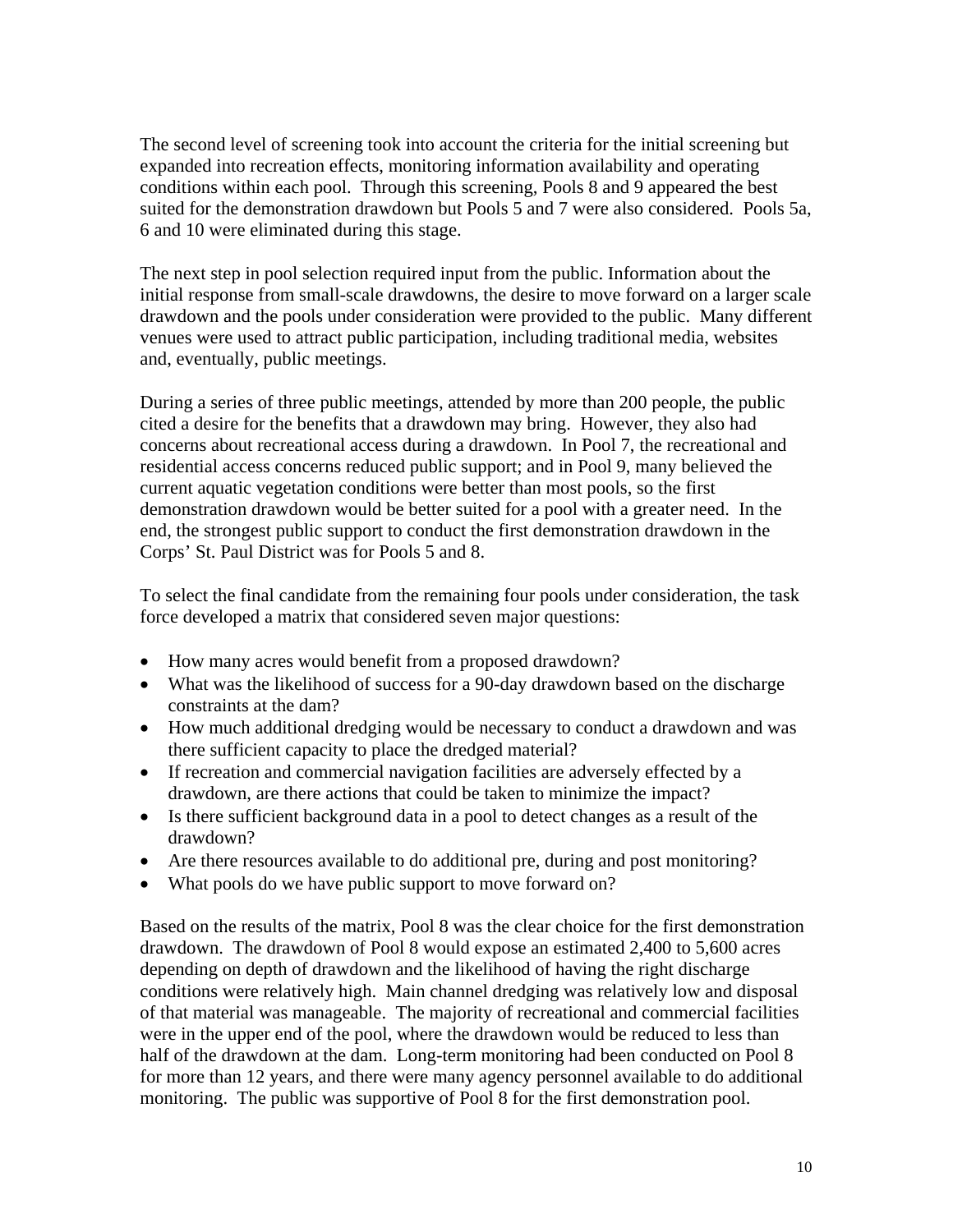The second level of screening took into account the criteria for the initial screening but expanded into recreation effects, monitoring information availability and operating conditions within each pool. Through this screening, Pools 8 and 9 appeared the best suited for the demonstration drawdown but Pools 5 and 7 were also considered. Pools 5a, 6 and 10 were eliminated during this stage.

The next step in pool selection required input from the public. Information about the initial response from small-scale drawdowns, the desire to move forward on a larger scale drawdown and the pools under consideration were provided to the public. Many different venues were used to attract public participation, including traditional media, websites and, eventually, public meetings.

During a series of three public meetings, attended by more than 200 people, the public cited a desire for the benefits that a drawdown may bring. However, they also had concerns about recreational access during a drawdown. In Pool 7, the recreational and residential access concerns reduced public support; and in Pool 9, many believed the current aquatic vegetation conditions were better than most pools, so the first demonstration drawdown would be better suited for a pool with a greater need. In the end, the strongest public support to conduct the first demonstration drawdown in the Corps' St. Paul District was for Pools 5 and 8.

To select the final candidate from the remaining four pools under consideration, the task force developed a matrix that considered seven major questions:

- How many acres would benefit from a proposed drawdown?
- What was the likelihood of success for a 90-day drawdown based on the discharge constraints at the dam?
- How much additional dredging would be necessary to conduct a drawdown and was there sufficient capacity to place the dredged material?
- If recreation and commercial navigation facilities are adversely effected by a drawdown, are there actions that could be taken to minimize the impact?
- Is there sufficient background data in a pool to detect changes as a result of the drawdown?
- Are there resources available to do additional pre, during and post monitoring?
- What pools do we have public support to move forward on?

Based on the results of the matrix, Pool 8 was the clear choice for the first demonstration drawdown. The drawdown of Pool 8 would expose an estimated 2,400 to 5,600 acres depending on depth of drawdown and the likelihood of having the right discharge conditions were relatively high. Main channel dredging was relatively low and disposal of that material was manageable. The majority of recreational and commercial facilities were in the upper end of the pool, where the drawdown would be reduced to less than half of the drawdown at the dam. Long-term monitoring had been conducted on Pool 8 for more than 12 years, and there were many agency personnel available to do additional monitoring. The public was supportive of Pool 8 for the first demonstration pool.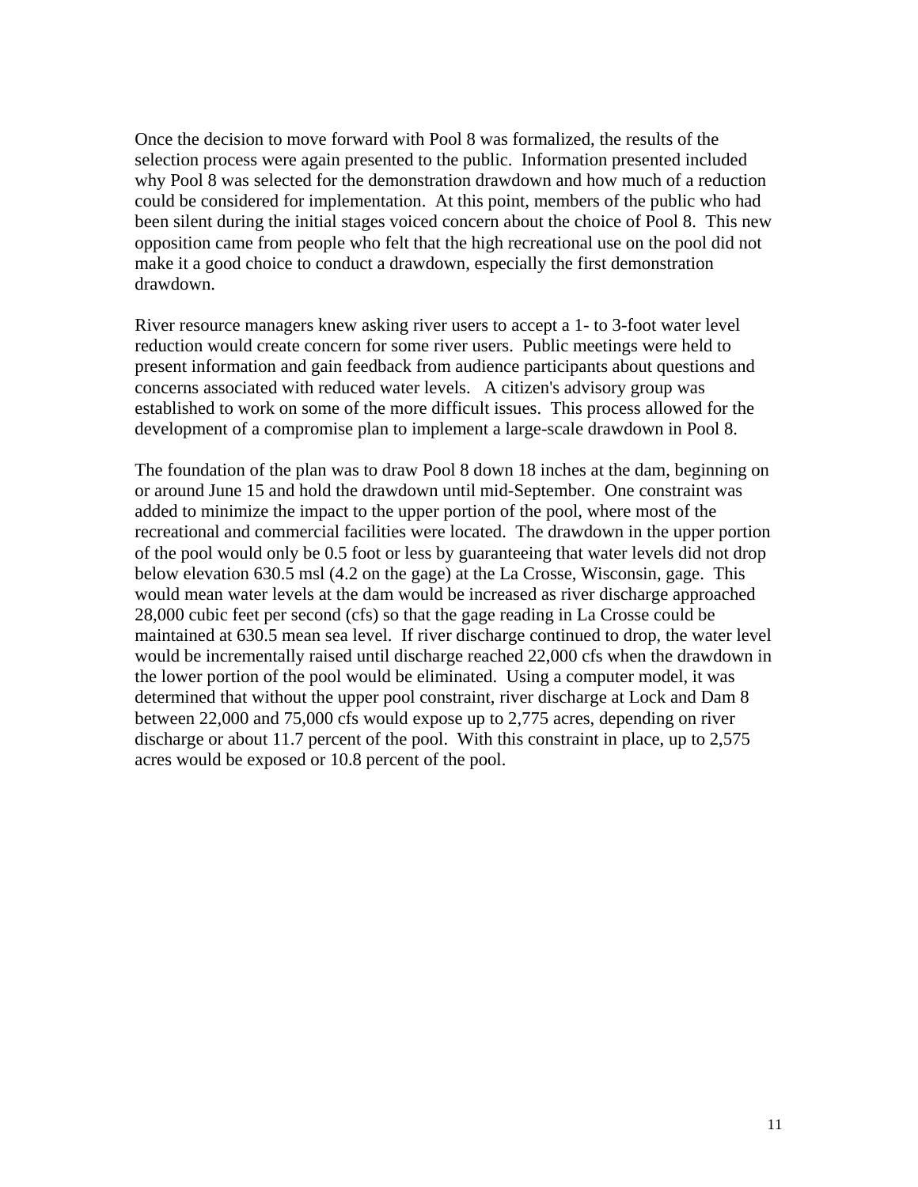Once the decision to move forward with Pool 8 was formalized, the results of the selection process were again presented to the public. Information presented included why Pool 8 was selected for the demonstration drawdown and how much of a reduction could be considered for implementation. At this point, members of the public who had been silent during the initial stages voiced concern about the choice of Pool 8. This new opposition came from people who felt that the high recreational use on the pool did not make it a good choice to conduct a drawdown, especially the first demonstration drawdown.

River resource managers knew asking river users to accept a 1- to 3-foot water level reduction would create concern for some river users. Public meetings were held to present information and gain feedback from audience participants about questions and concerns associated with reduced water levels. A citizen's advisory group was established to work on some of the more difficult issues. This process allowed for the development of a compromise plan to implement a large-scale drawdown in Pool 8.

The foundation of the plan was to draw Pool 8 down 18 inches at the dam, beginning on or around June 15 and hold the drawdown until mid-September. One constraint was added to minimize the impact to the upper portion of the pool, where most of the recreational and commercial facilities were located. The drawdown in the upper portion of the pool would only be 0.5 foot or less by guaranteeing that water levels did not drop below elevation 630.5 msl (4.2 on the gage) at the La Crosse, Wisconsin, gage. This would mean water levels at the dam would be increased as river discharge approached 28,000 cubic feet per second (cfs) so that the gage reading in La Crosse could be maintained at 630.5 mean sea level. If river discharge continued to drop, the water level would be incrementally raised until discharge reached 22,000 cfs when the drawdown in the lower portion of the pool would be eliminated. Using a computer model, it was determined that without the upper pool constraint, river discharge at Lock and Dam 8 between 22,000 and 75,000 cfs would expose up to 2,775 acres, depending on river discharge or about 11.7 percent of the pool. With this constraint in place, up to 2,575 acres would be exposed or 10.8 percent of the pool.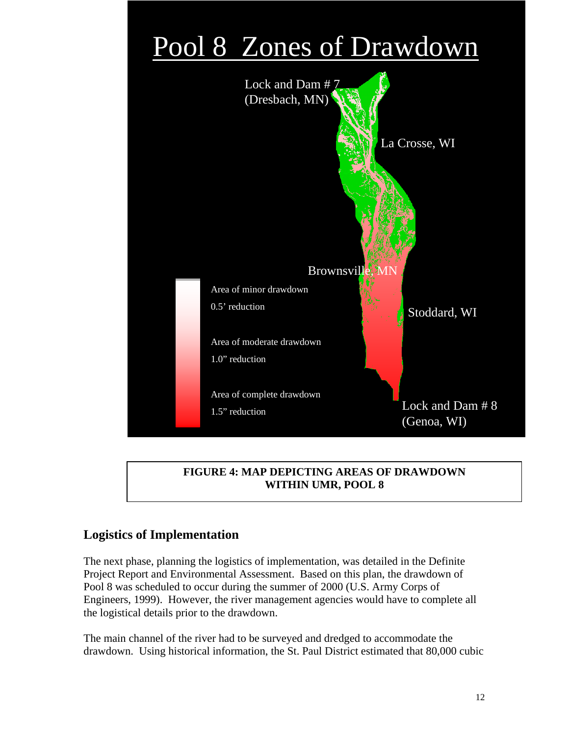FIGURE 4: MAP DEPICTING AREAS OF DRAWDOWN WITHIN UMR, POOL 8

## Logistics of Implementation

The next phase, planning the logistics of implementation, was detailed in the Definite Project Report and Environmental Assessment. Based on this plan, the drawdown of Pool 8 was scheduled to occur during the summer of 2000 (U.S. Army Corps of Engineers, 1999). However, the river management agencies would have to complete all the logistical details prior to the drawdown.

The main channel of the river had to be surveyed and dredged to accommodate the drawdown. Using historical information, the St. Paul District estimated that 80,000 cubic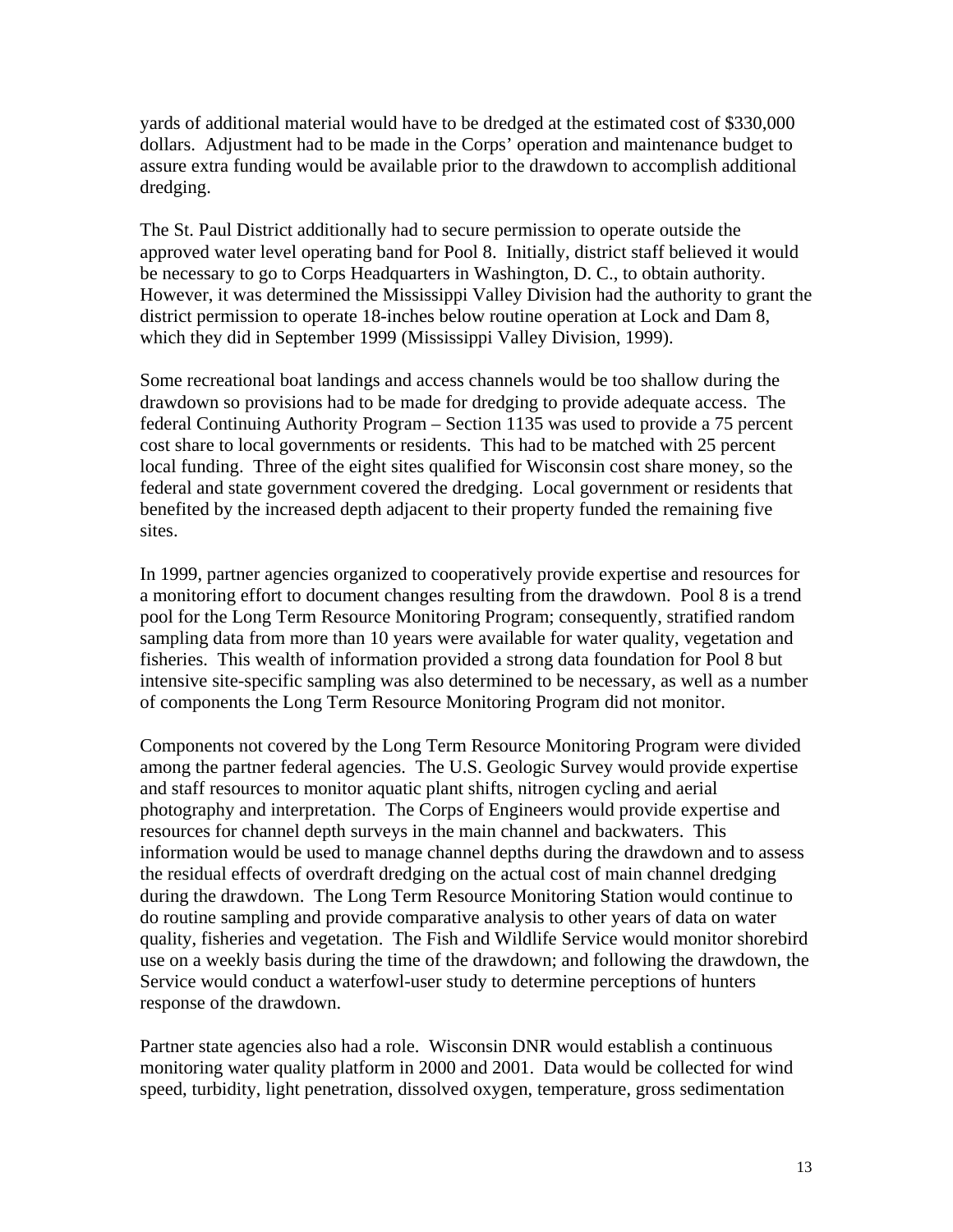yards of additional material would have to be dredged at the estimated cost of $330,000 dollars. Adjustment had to be made in the Corps' operation and maintenance budget to assure extra funding would be available prior to the drawdown to accomplish additional dredging.

The St. Paul District additionally had to secure permission to operate outside the approved water level operating band for Pool 8. Initially, district staff believed it would be necessary to go to Corps Headquarters in Washington, D. C., to obtain authority. However, it was determined the Mississippi Valley Division had the authority to grant the district permission to operate 18-inches below routine operation at Lock and Dam 8, which they did in September 1999 (Mississippi Valley Division, 1999).

Some recreational boat landings and access channels would be too shallow during the drawdown so provisions had to be made for dredging to provide adequate access. The federal Continuing Authority Program – Section 1135 was used to provide a 75 percent cost share to local governments or residents. This had to be matched with 25 percent local funding. Three of the eight sites qualified for Wisconsin cost share money, so the federal and state government covered the dredging. Local government or residents that benefited by the increased depth adjacent to their property funded the remaining five sites.

In 1999, partner agencies organized to cooperatively provide expertise and resources for a monitoring effort to document changes resulting from the drawdown. Pool 8 is a trend pool for the Long Term Resource Monitoring Program; consequently, stratified random sampling data from more than 10 years were available for water quality, vegetation and fisheries. This wealth of information provided a strong data foundation for Pool 8 but intensive site-specific sampling was also determined to be necessary, as well as a number of components the Long Term Resource Monitoring Program did not monitor.

Components not covered by the Long Term Resource Monitoring Program were divided among the partner federal agencies. The U.S. Geologic Survey would provide expertise and staff resources to monitor aquatic plant shifts, nitrogen cycling and aerial photography and interpretation. The Corps of Engineers would provide expertise and resources for channel depth surveys in the main channel and backwaters. This information would be used to manage channel depths during the drawdown and to assess the residual effects of overdraft dredging on the actual cost of main channel dredging during the drawdown. The Long Term Resource Monitoring Station would continue to do routine sampling and provide comparative analysis to other years of data on water quality, fisheries and vegetation. The Fish and Wildlife Service would monitor shorebird use on a weekly basis during the time of the drawdown; and following the drawdown, the Service would conduct a waterfowl-user study to determine perceptions of hunters response of the drawdown.

Partner state agencies also had a role. Wisconsin DNR would establish a continuous monitoring water quality platform in 2000 and 2001. Data would be collected for wind speed, turbidity, light penetration, dissolved oxygen, temperature, gross sedimentation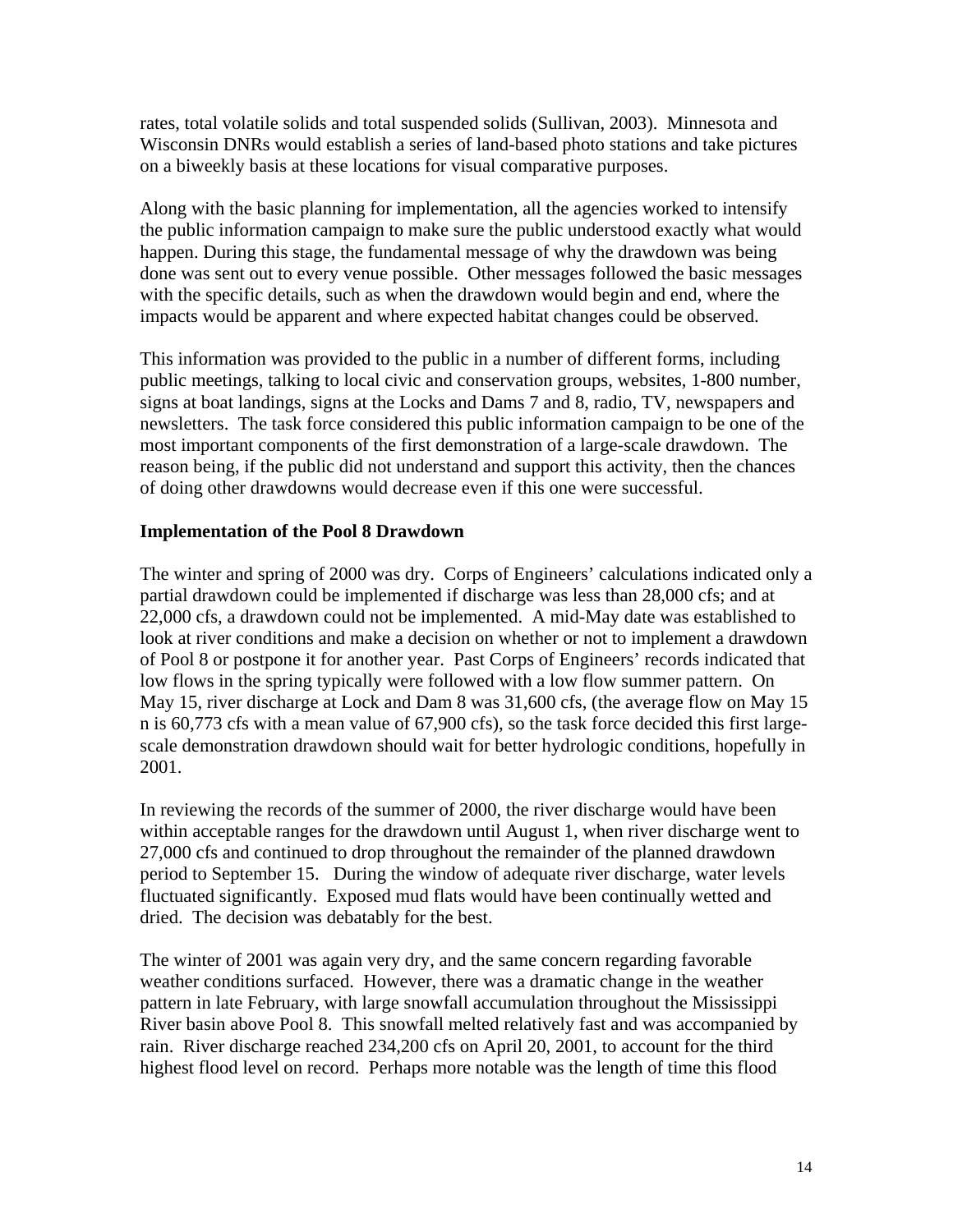rates, total volatile solids and total suspended solids (Sullivan, 2003). Minnesota and Wisconsin DNRs would establish a series of land-based photo stations and take pictures on a biweekly basis at these locations for visual comparative purposes.

Along with the basic planning for implementation, all the agencies worked to intensify the public information campaign to make sure the public understood exactly what would happen. During this stage, the fundamental message of why the drawdown was being done was sent out to every venue possible. Other messages followed the basic messages with the specific details, such as when the drawdown would begin and end, where the impacts would be apparent and where expected habitat changes could be observed.

This information was provided to the public in a number of different forms, including public meetings, talking to local civic and conservation groups, websites, 1-800 number, signs at boat landings, signs at the Locks and Dams 7 and 8, radio, TV, newspapers and newsletters. The task force considered this public information campaign to be one of the most important components of the first demonstration of a large-scale drawdown. The reason being, if the public did not understand and support this activity, then the chances of doing other drawdowns would decrease even if this one were successful.

**Implementation of the Pool 8 Drawdown**

The winter and spring of 2000 was dry. Corps of Engineers' calculations indicated only a partial drawdown could be implemented if discharge was less than 28,000 cfs; and at 22,000 cfs, a drawdown could not be implemented. A mid-May date was established to look at river conditions and make a decision on whether or not to implement a drawdown of Pool 8 or postpone it for another year. Past Corps of Engineers' records indicated that low flows in the spring typically were followed with a low flow summer pattern. On May 15, river discharge at Lock and Dam 8 was 31,600 cfs, (the average flow on May 15 n is 60,773 cfs with a mean value of 67,900 cfs), so the task force decided this first large-scale demonstration drawdown should wait for better hydrologic conditions, hopefully in 2001.

In reviewing the records of the summer of 2000, the river discharge would have been within acceptable ranges for the drawdown until August 1, when river discharge went to 27,000 cfs and continued to drop throughout the remainder of the planned drawdown period to September 15. During the window of adequate river discharge, water levels fluctuated significantly. Exposed mud flats would have been continually wetted and dried. The decision was debatably for the best.

The winter of 2001 was again very dry, and the same concern regarding favorable weather conditions surfaced. However, there was a dramatic change in the weather pattern in late February, with large snowfall accumulation throughout the Mississippi River basin above Pool 8. This snowfall melted relatively fast and was accompanied by rain. River discharge reached 234,200 cfs on April 20, 2001, to account for the third highest flood level on record. Perhaps more notable was the length of time this flood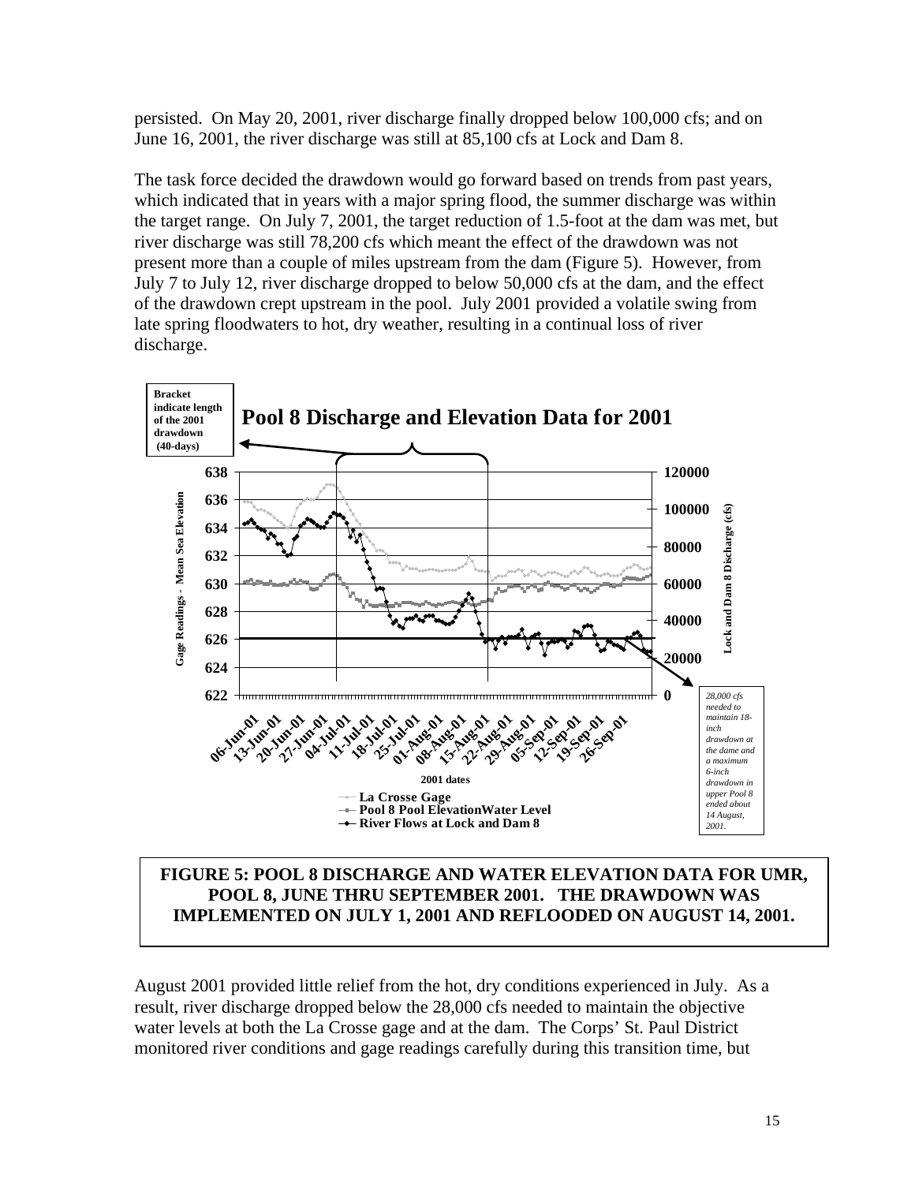persisted. On May 20, 2001, river discharge finally dropped below 100,000 cfs; and on June 16, 2001, the river discharge was still at 85,100 cfs at Lock and Dam 8.

The task force decided the drawdown would go forward based on trends from past years, which indicated that in years with a major spring flood, the summer discharge was within the target range. On July 7, 2001, the target reduction of 1.5-foot at the dam was met, but river discharge was still 78,200 cfs which meant the effect of the drawdown was not present more than a couple of miles upstream from the dam (Figure 5). However, from July 7 to July 12, river discharge dropped to below 50,000 cfs at the dam, and the effect of the drawdown crept upstream in the pool. July 2001 provided a volatile swing from late spring floodwaters to hot, dry weather, resulting in a continual loss of river discharge.

**Pool 8 Discharge and Elevation Data for 2001**

Bracket indicate length of the 2001 drawdown (40-days)

*28,000 cfs needed to maintain 18-inch drawdown at the dame and a maximum 6-inch drawdown in upper Pool 8 ended about 14 August, 2001.*

**FIGURE 5: POOL 8 DISCHARGE AND WATER ELEVATION DATA FOR UMR, POOL 8, JUNE THRU SEPTEMBER 2001. THE DRAWDOWN WAS IMPLEMENTED ON JULY 1, 2001 AND REFLOODED ON AUGUST 14, 2001.**

August 2001 provided little relief from the hot, dry conditions experienced in July. As a result, river discharge dropped below the 28,000 cfs needed to maintain the objective water levels at both the La Crosse gage and at the dam. The Corps' St. Paul District monitored river conditions and gage readings carefully during this transition time, but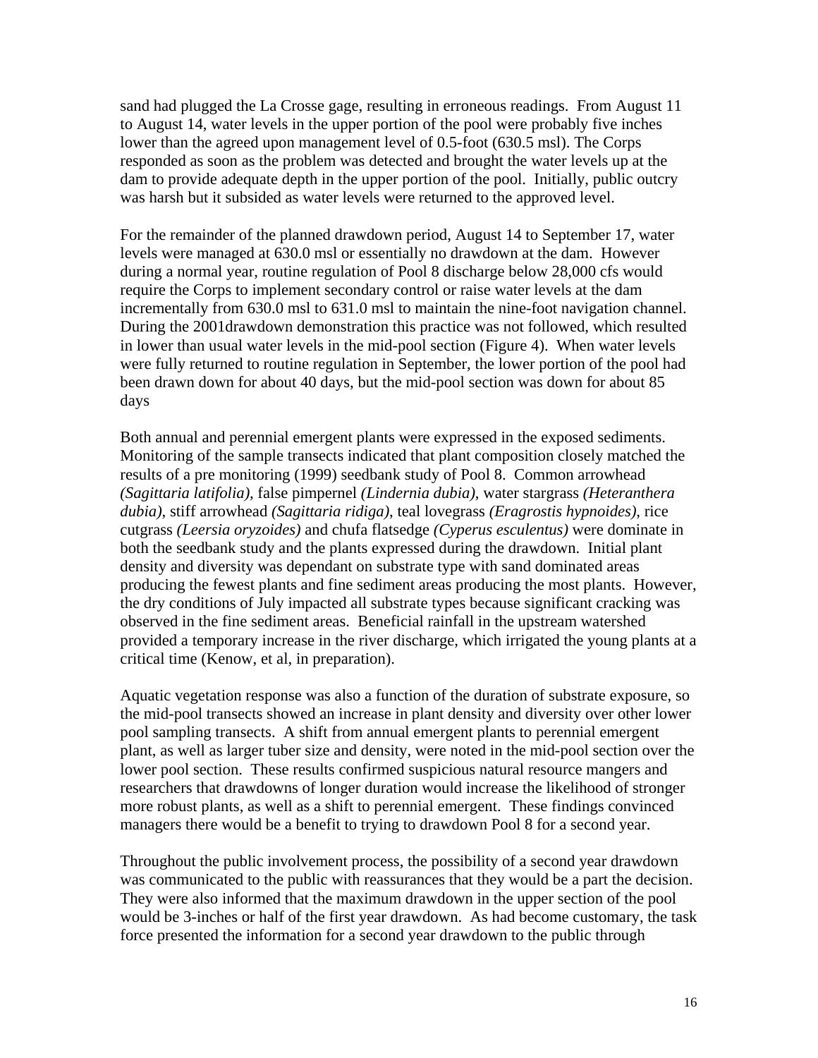sand had plugged the La Crosse gage, resulting in erroneous readings. From August 11 to August 14, water levels in the upper portion of the pool were probably five inches lower than the agreed upon management level of 0.5-foot (630.5 msl). The Corps responded as soon as the problem was detected and brought the water levels up at the dam to provide adequate depth in the upper portion of the pool. Initially, public outcry was harsh but it subsided as water levels were returned to the approved level.

For the remainder of the planned drawdown period, August 14 to September 17, water levels were managed at 630.0 msl or essentially no drawdown at the dam. However during a normal year, routine regulation of Pool 8 discharge below 28,000 cfs would require the Corps to implement secondary control or raise water levels at the dam incrementally from 630.0 msl to 631.0 msl to maintain the nine-foot navigation channel. During the 2001drawdown demonstration this practice was not followed, which resulted in lower than usual water levels in the mid-pool section (Figure 4). When water levels were fully returned to routine regulation in September, the lower portion of the pool had been drawn down for about 40 days, but the mid-pool section was down for about 85 days

Both annual and perennial emergent plants were expressed in the exposed sediments. Monitoring of the sample transects indicated that plant composition closely matched the results of a pre monitoring (1999) seedbank study of Pool 8. Common arrowhead *(Sagittaria latifolia),* false pimpernel *(Lindernia dubia)*, water stargrass *(Heteranthera dubia)*, stiff arrowhead *(Sagittaria ridiga)*, teal lovegrass *(Eragrostis hypnoides)*, rice cutgrass *(Leersia oryzoides)* and chufa flatsedge *(Cyperus esculentus)* were dominate in both the seedbank study and the plants expressed during the drawdown. Initial plant density and diversity was dependant on substrate type with sand dominated areas producing the fewest plants and fine sediment areas producing the most plants. However, the dry conditions of July impacted all substrate types because significant cracking was observed in the fine sediment areas. Beneficial rainfall in the upstream watershed provided a temporary increase in the river discharge, which irrigated the young plants at a critical time (Kenow, et al, in preparation).

Aquatic vegetation response was also a function of the duration of substrate exposure, so the mid-pool transects showed an increase in plant density and diversity over other lower pool sampling transects. A shift from annual emergent plants to perennial emergent plant, as well as larger tuber size and density, were noted in the mid-pool section over the lower pool section. These results confirmed suspicious natural resource mangers and researchers that drawdowns of longer duration would increase the likelihood of stronger more robust plants, as well as a shift to perennial emergent. These findings convinced managers there would be a benefit to trying to drawdown Pool 8 for a second year.

Throughout the public involvement process, the possibility of a second year drawdown was communicated to the public with reassurances that they would be a part the decision. They were also informed that the maximum drawdown in the upper section of the pool would be 3-inches or half of the first year drawdown. As had become customary, the task force presented the information for a second year drawdown to the public through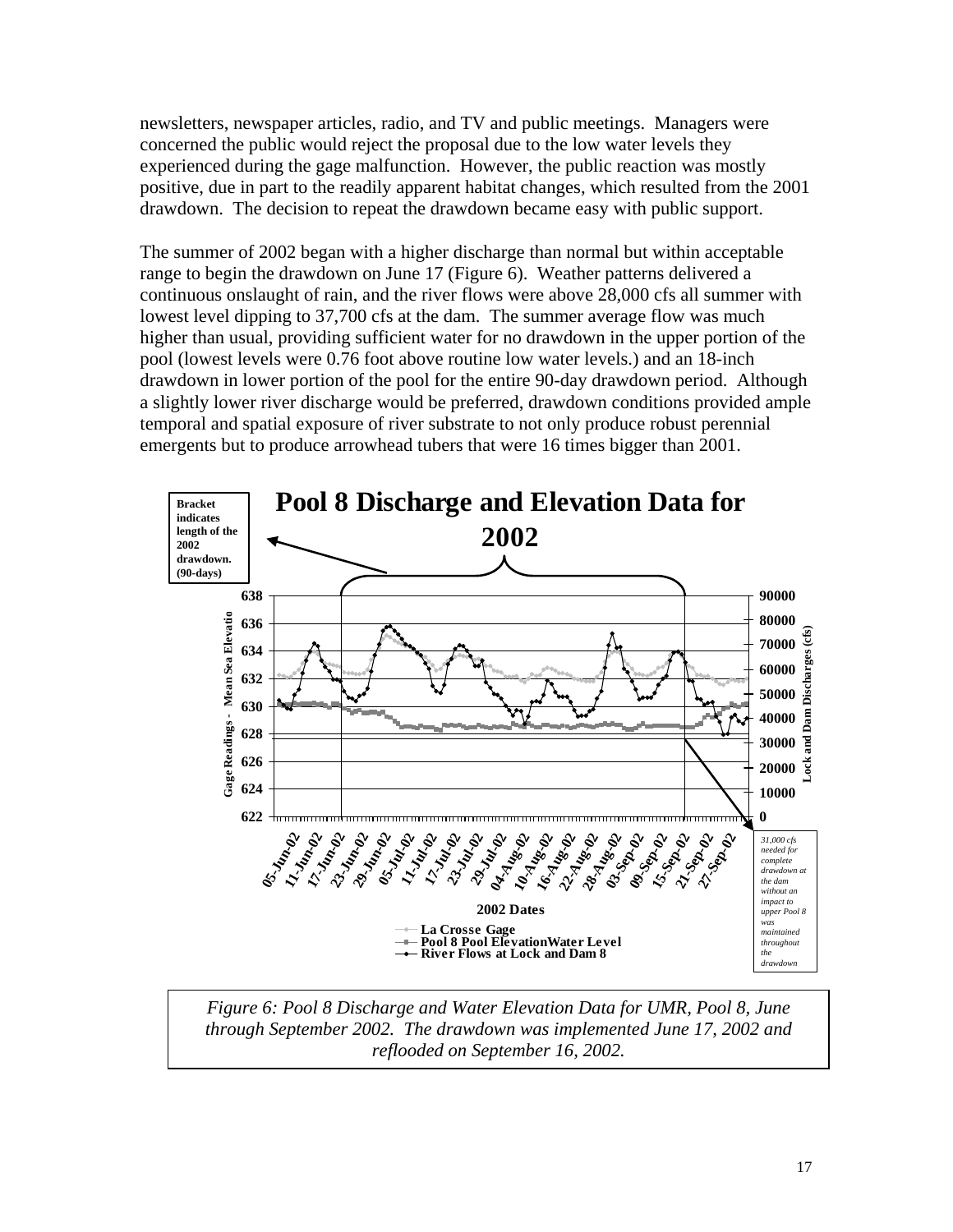newsletters, newspaper articles, radio, and TV and public meetings. Managers were concerned the public would reject the proposal due to the low water levels they experienced during the gage malfunction. However, the public reaction was mostly positive, due in part to the readily apparent habitat changes, which resulted from the 2001 drawdown. The decision to repeat the drawdown became easy with public support.

The summer of 2002 began with a higher discharge than normal but within acceptable range to begin the drawdown on June 17 (Figure 6). Weather patterns delivered a continuous onslaught of rain, and the river flows were above 28,000 cfs all summer with lowest level dipping to 37,700 cfs at the dam. The summer average flow was much higher than usual, providing sufficient water for no drawdown in the upper portion of the pool (lowest levels were 0.76 foot above routine low water levels.) and an 18-inch drawdown in lower portion of the pool for the entire 90-day drawdown period. Although a slightly lower river discharge would be preferred, drawdown conditions provided ample temporal and spatial exposure of river substrate to not only produce robust perennial emergents but to produce arrowhead tubers that were 16 times bigger than 2001.

**Pool 8 Discharge and Elevation Data for 2002**

Bracket indicates length of the 2002 drawdown. (90-days)

*31,000 cfs needed for complete drawdown at the dam without an impact to upper Pool 8 was maintained throughout the drawdown*

Legend: La Crosse Gage; Pool 8 Pool ElevationWater Level; River Flows at Lock and Dam 8

*Figure 6: Pool 8 Discharge and Water Elevation Data for UMR, Pool 8, June through September 2002. The drawdown was implemented June 17, 2002 and reflooded on September 16, 2002.*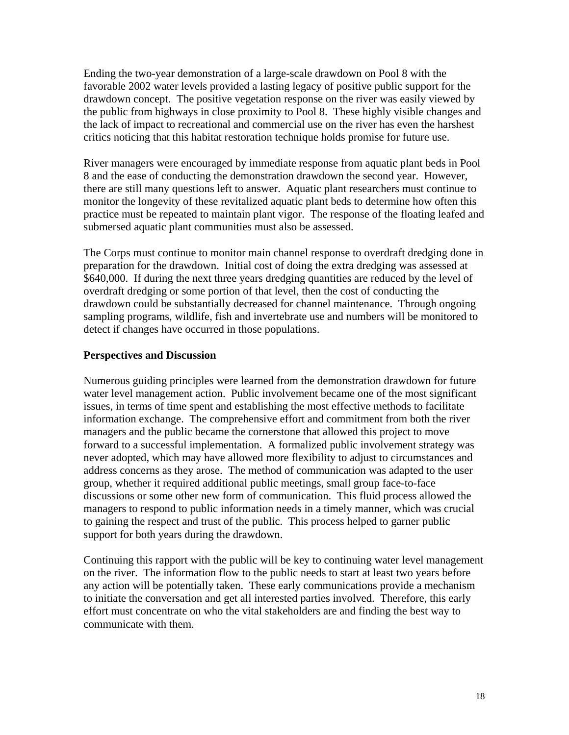Ending the two-year demonstration of a large-scale drawdown on Pool 8 with the favorable 2002 water levels provided a lasting legacy of positive public support for the drawdown concept. The positive vegetation response on the river was easily viewed by the public from highways in close proximity to Pool 8. These highly visible changes and the lack of impact to recreational and commercial use on the river has even the harshest critics noticing that this habitat restoration technique holds promise for future use.

River managers were encouraged by immediate response from aquatic plant beds in Pool 8 and the ease of conducting the demonstration drawdown the second year. However, there are still many questions left to answer. Aquatic plant researchers must continue to monitor the longevity of these revitalized aquatic plant beds to determine how often this practice must be repeated to maintain plant vigor. The response of the floating leafed and submersed aquatic plant communities must also be assessed.

The Corps must continue to monitor main channel response to overdraft dredging done in preparation for the drawdown. Initial cost of doing the extra dredging was assessed at $640,000. If during the next three years dredging quantities are reduced by the level of overdraft dredging or some portion of that level, then the cost of conducting the drawdown could be substantially decreased for channel maintenance. Through ongoing sampling programs, wildlife, fish and invertebrate use and numbers will be monitored to detect if changes have occurred in those populations.

**Perspectives and Discussion**

Numerous guiding principles were learned from the demonstration drawdown for future water level management action. Public involvement became one of the most significant issues, in terms of time spent and establishing the most effective methods to facilitate information exchange. The comprehensive effort and commitment from both the river managers and the public became the cornerstone that allowed this project to move forward to a successful implementation. A formalized public involvement strategy was never adopted, which may have allowed more flexibility to adjust to circumstances and address concerns as they arose. The method of communication was adapted to the user group, whether it required additional public meetings, small group face-to-face discussions or some other new form of communication. This fluid process allowed the managers to respond to public information needs in a timely manner, which was crucial to gaining the respect and trust of the public. This process helped to garner public support for both years during the drawdown.

Continuing this rapport with the public will be key to continuing water level management on the river. The information flow to the public needs to start at least two years before any action will be potentially taken. These early communications provide a mechanism to initiate the conversation and get all interested parties involved. Therefore, this early effort must concentrate on who the vital stakeholders are and finding the best way to communicate with them.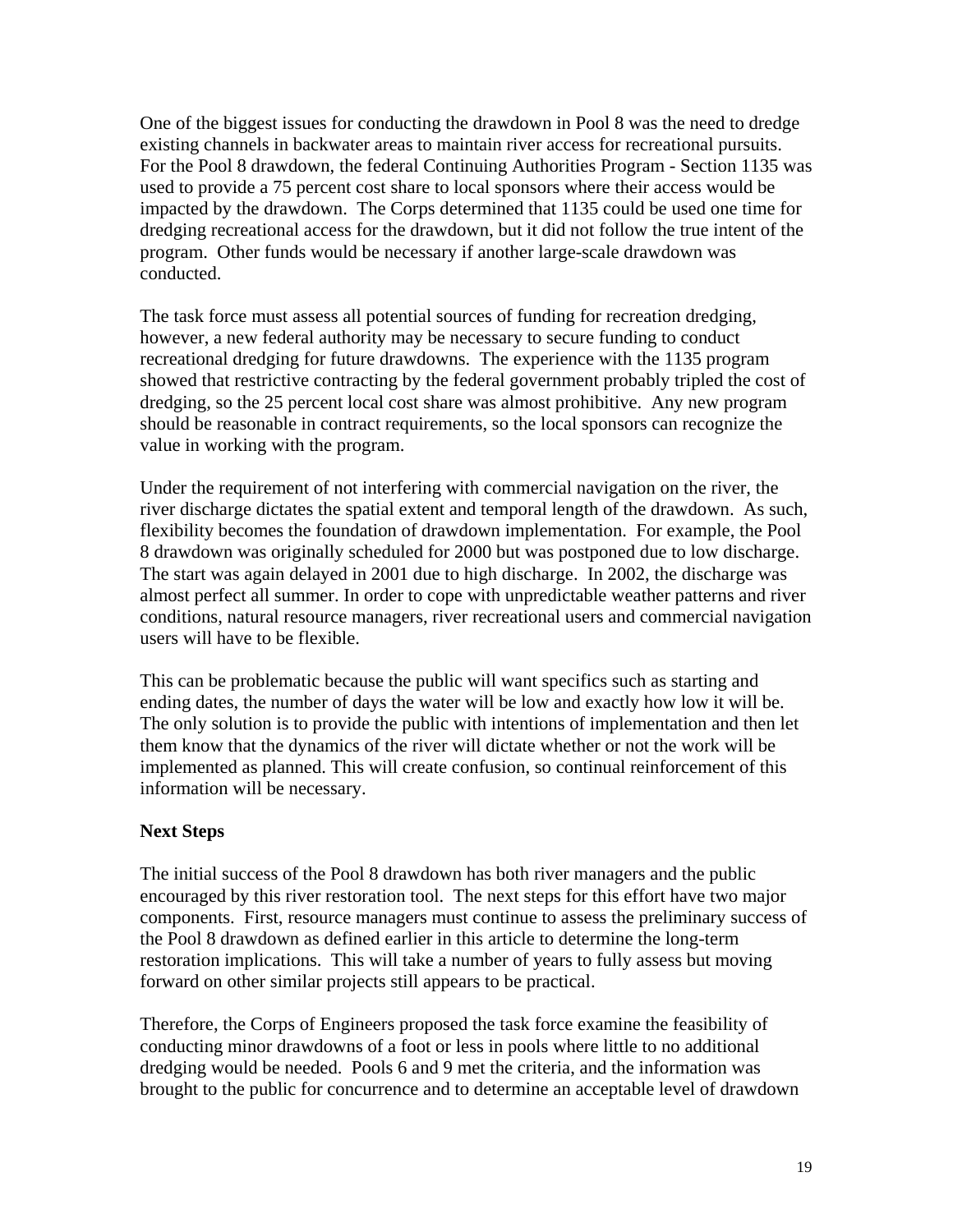One of the biggest issues for conducting the drawdown in Pool 8 was the need to dredge existing channels in backwater areas to maintain river access for recreational pursuits. For the Pool 8 drawdown, the federal Continuing Authorities Program - Section 1135 was used to provide a 75 percent cost share to local sponsors where their access would be impacted by the drawdown. The Corps determined that 1135 could be used one time for dredging recreational access for the drawdown, but it did not follow the true intent of the program. Other funds would be necessary if another large-scale drawdown was conducted.

The task force must assess all potential sources of funding for recreation dredging, however, a new federal authority may be necessary to secure funding to conduct recreational dredging for future drawdowns. The experience with the 1135 program showed that restrictive contracting by the federal government probably tripled the cost of dredging, so the 25 percent local cost share was almost prohibitive. Any new program should be reasonable in contract requirements, so the local sponsors can recognize the value in working with the program.

Under the requirement of not interfering with commercial navigation on the river, the river discharge dictates the spatial extent and temporal length of the drawdown. As such, flexibility becomes the foundation of drawdown implementation. For example, the Pool 8 drawdown was originally scheduled for 2000 but was postponed due to low discharge. The start was again delayed in 2001 due to high discharge. In 2002, the discharge was almost perfect all summer. In order to cope with unpredictable weather patterns and river conditions, natural resource managers, river recreational users and commercial navigation users will have to be flexible.

This can be problematic because the public will want specifics such as starting and ending dates, the number of days the water will be low and exactly how low it will be. The only solution is to provide the public with intentions of implementation and then let them know that the dynamics of the river will dictate whether or not the work will be implemented as planned. This will create confusion, so continual reinforcement of this information will be necessary.

**Next Steps**

The initial success of the Pool 8 drawdown has both river managers and the public encouraged by this river restoration tool. The next steps for this effort have two major components. First, resource managers must continue to assess the preliminary success of the Pool 8 drawdown as defined earlier in this article to determine the long-term restoration implications. This will take a number of years to fully assess but moving forward on other similar projects still appears to be practical.

Therefore, the Corps of Engineers proposed the task force examine the feasibility of conducting minor drawdowns of a foot or less in pools where little to no additional dredging would be needed. Pools 6 and 9 met the criteria, and the information was brought to the public for concurrence and to determine an acceptable level of drawdown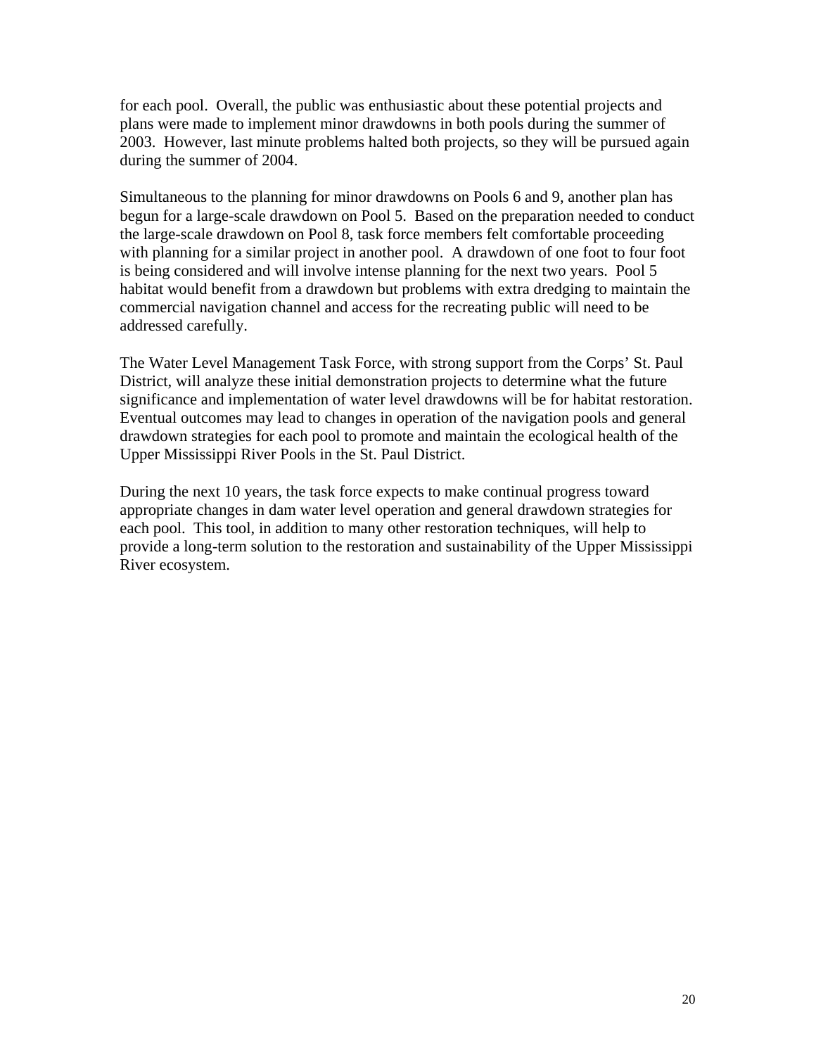for each pool. Overall, the public was enthusiastic about these potential projects and plans were made to implement minor drawdowns in both pools during the summer of 2003. However, last minute problems halted both projects, so they will be pursued again during the summer of 2004.

Simultaneous to the planning for minor drawdowns on Pools 6 and 9, another plan has begun for a large-scale drawdown on Pool 5. Based on the preparation needed to conduct the large-scale drawdown on Pool 8, task force members felt comfortable proceeding with planning for a similar project in another pool. A drawdown of one foot to four foot is being considered and will involve intense planning for the next two years. Pool 5 habitat would benefit from a drawdown but problems with extra dredging to maintain the commercial navigation channel and access for the recreating public will need to be addressed carefully.

The Water Level Management Task Force, with strong support from the Corps' St. Paul District, will analyze these initial demonstration projects to determine what the future significance and implementation of water level drawdowns will be for habitat restoration. Eventual outcomes may lead to changes in operation of the navigation pools and general drawdown strategies for each pool to promote and maintain the ecological health of the Upper Mississippi River Pools in the St. Paul District.

During the next 10 years, the task force expects to make continual progress toward appropriate changes in dam water level operation and general drawdown strategies for each pool. This tool, in addition to many other restoration techniques, will help to provide a long-term solution to the restoration and sustainability of the Upper Mississippi River ecosystem.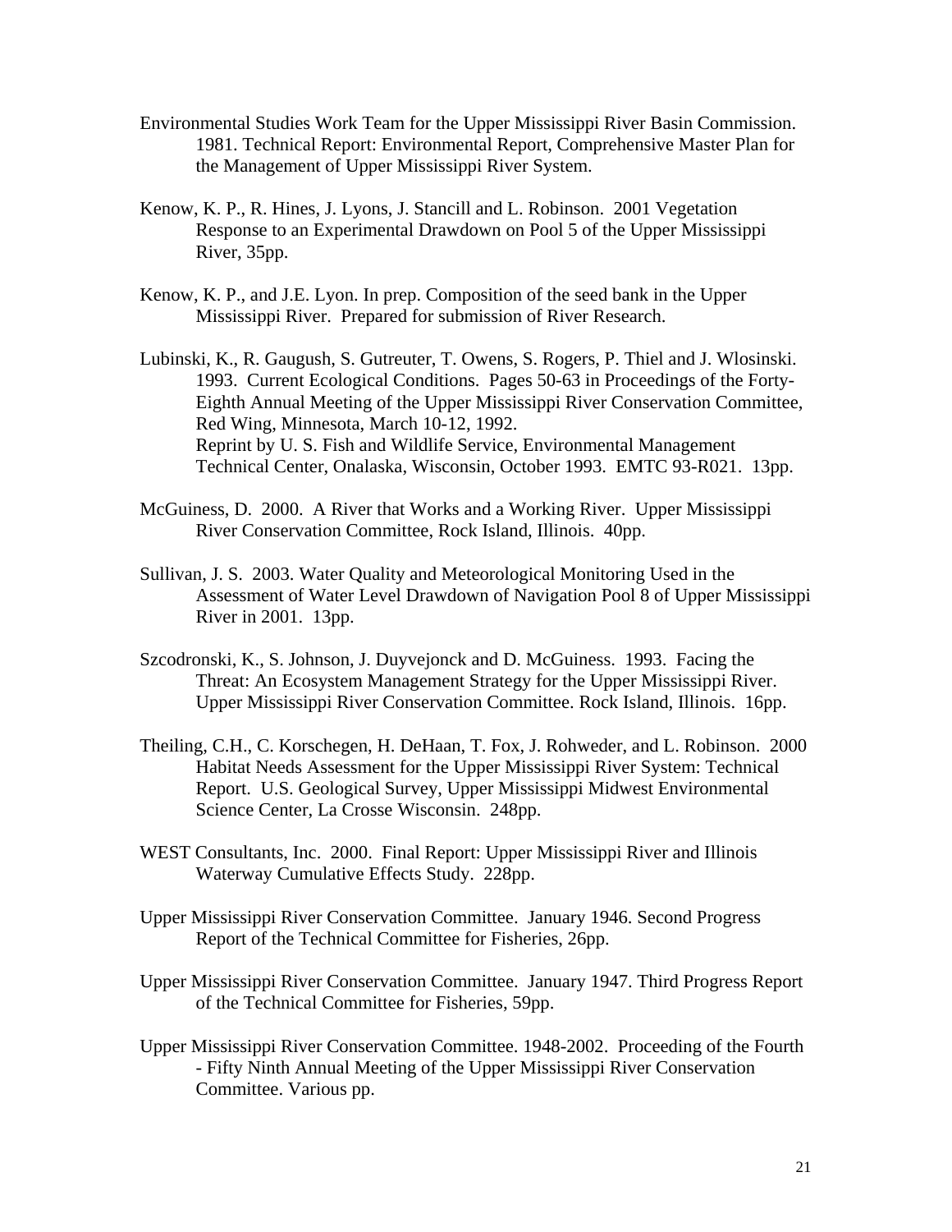Environmental Studies Work Team for the Upper Mississippi River Basin Commission. 1981. Technical Report: Environmental Report, Comprehensive Master Plan for the Management of Upper Mississippi River System.

Kenow, K. P., R. Hines, J. Lyons, J. Stancill and L. Robinson. 2001 Vegetation Response to an Experimental Drawdown on Pool 5 of the Upper Mississippi River, 35pp.

Kenow, K. P., and J.E. Lyon. In prep. Composition of the seed bank in the Upper Mississippi River. Prepared for submission of River Research.

Lubinski, K., R. Gaugush, S. Gutreuter, T. Owens, S. Rogers, P. Thiel and J. Wlosinski. 1993. Current Ecological Conditions. Pages 50-63 in Proceedings of the Forty-Eighth Annual Meeting of the Upper Mississippi River Conservation Committee, Red Wing, Minnesota, March 10-12, 1992.
Reprint by U. S. Fish and Wildlife Service, Environmental Management Technical Center, Onalaska, Wisconsin, October 1993. EMTC 93-R021. 13pp.

McGuiness, D. 2000. A River that Works and a Working River. Upper Mississippi River Conservation Committee, Rock Island, Illinois. 40pp.

Sullivan, J. S. 2003. Water Quality and Meteorological Monitoring Used in the Assessment of Water Level Drawdown of Navigation Pool 8 of Upper Mississippi River in 2001. 13pp.

Szcodronski, K., S. Johnson, J. Duyvejonck and D. McGuiness. 1993. Facing the Threat: An Ecosystem Management Strategy for the Upper Mississippi River. Upper Mississippi River Conservation Committee. Rock Island, Illinois. 16pp.

Theiling, C.H., C. Korschegen, H. DeHaan, T. Fox, J. Rohweder, and L. Robinson. 2000 Habitat Needs Assessment for the Upper Mississippi River System: Technical Report. U.S. Geological Survey, Upper Mississippi Midwest Environmental Science Center, La Crosse Wisconsin. 248pp.

WEST Consultants, Inc. 2000. Final Report: Upper Mississippi River and Illinois Waterway Cumulative Effects Study. 228pp.

Upper Mississippi River Conservation Committee. January 1946. Second Progress Report of the Technical Committee for Fisheries, 26pp.

Upper Mississippi River Conservation Committee. January 1947. Third Progress Report of the Technical Committee for Fisheries, 59pp.

Upper Mississippi River Conservation Committee. 1948-2002. Proceeding of the Fourth - Fifty Ninth Annual Meeting of the Upper Mississippi River Conservation Committee. Various pp.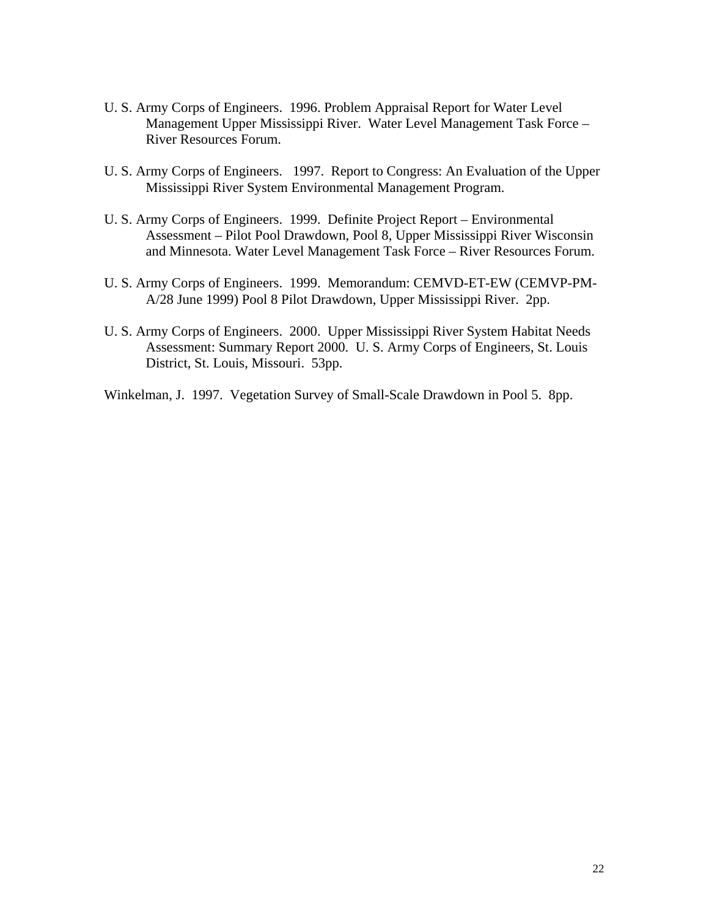U. S. Army Corps of Engineers. 1996. Problem Appraisal Report for Water Level Management Upper Mississippi River. Water Level Management Task Force – River Resources Forum.

U. S. Army Corps of Engineers. 1997. Report to Congress: An Evaluation of the Upper Mississippi River System Environmental Management Program.

U. S. Army Corps of Engineers. 1999. Definite Project Report – Environmental Assessment – Pilot Pool Drawdown, Pool 8, Upper Mississippi River Wisconsin and Minnesota. Water Level Management Task Force – River Resources Forum.

U. S. Army Corps of Engineers. 1999. Memorandum: CEMVD-ET-EW (CEMVP-PM-A/28 June 1999) Pool 8 Pilot Drawdown, Upper Mississippi River. 2pp.

U. S. Army Corps of Engineers. 2000. Upper Mississippi River System Habitat Needs Assessment: Summary Report 2000. U. S. Army Corps of Engineers, St. Louis District, St. Louis, Missouri. 53pp.

Winkelman, J. 1997. Vegetation Survey of Small-Scale Drawdown in Pool 5. 8pp.